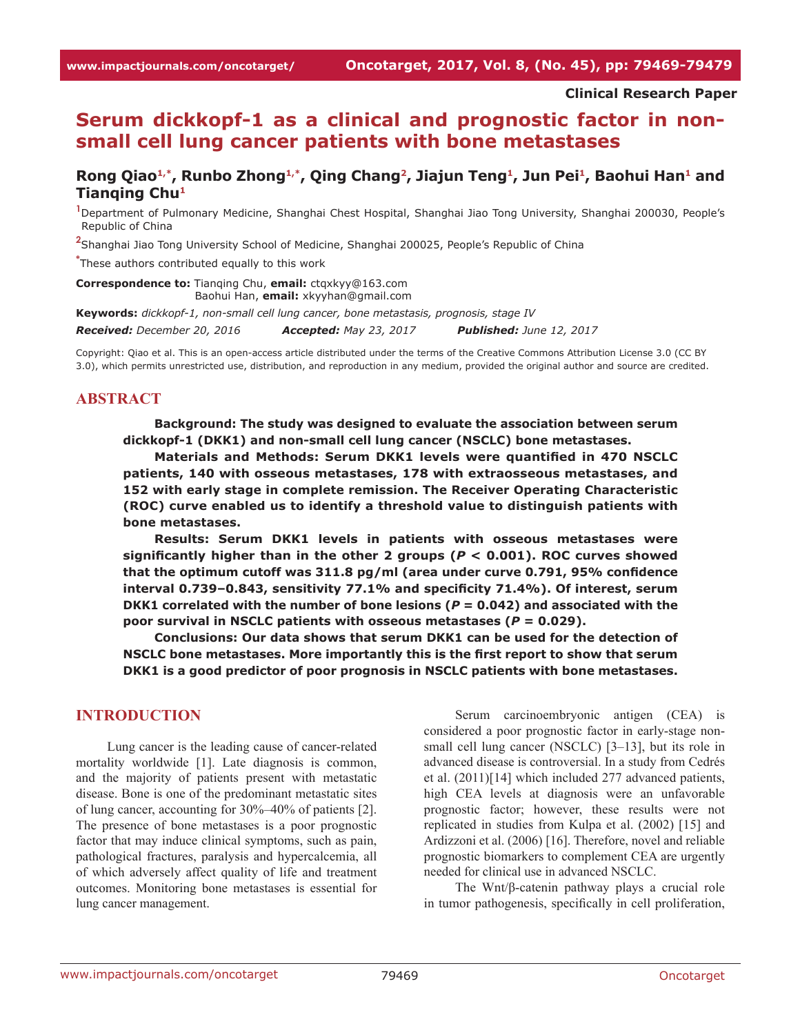**Clinical Research Paper**

# Serum dickkopf-1 as a clinical and prognostic factor in non-small cell lung cancer patients with bone metastases

**Rong Qiao[1,*], Runbo Zhong[1,*], Qing Chang[2], Jiajun Teng[1], Jun Pei[1], Baohui Han[1] and Tianqing Chu[1]**

[1]Department of Pulmonary Medicine, Shanghai Chest Hospital, Shanghai Jiao Tong University, Shanghai 200030, People's Republic of China

[2]Shanghai Jiao Tong University School of Medicine, Shanghai 200025, People's Republic of China

[*]These authors contributed equally to this work

**Correspondence to:** Tianqing Chu, **email:** ctqxkyy@163.com
Baohui Han, **email:** xkyyhan@gmail.com

**Keywords:** *dickkopf-1, non-small cell lung cancer, bone metastasis, prognosis, stage IV*

***Received:*** *December 20, 2016* ***Accepted:*** *May 23, 2017* ***Published:*** *June 12, 2017*

Copyright: Qiao et al. This is an open-access article distributed under the terms of the Creative Commons Attribution License 3.0 (CC BY 3.0), which permits unrestricted use, distribution, and reproduction in any medium, provided the original author and source are credited.

## ABSTRACT

**Background: The study was designed to evaluate the association between serum dickkopf-1 (DKK1) and non-small cell lung cancer (NSCLC) bone metastases.**

**Materials and Methods: Serum DKK1 levels were quantified in 470 NSCLC patients, 140 with osseous metastases, 178 with extraosseous metastases, and 152 with early stage in complete remission. The Receiver Operating Characteristic (ROC) curve enabled us to identify a threshold value to distinguish patients with bone metastases.**

**Results: Serum DKK1 levels in patients with osseous metastases were significantly higher than in the other 2 groups (*P* < 0.001). ROC curves showed that the optimum cutoff was 311.8 pg/ml (area under curve 0.791, 95% confidence interval 0.739–0.843, sensitivity 77.1% and specificity 71.4%). Of interest, serum DKK1 correlated with the number of bone lesions (*P* = 0.042) and associated with the poor survival in NSCLC patients with osseous metastases (*P* = 0.029).**

**Conclusions: Our data shows that serum DKK1 can be used for the detection of NSCLC bone metastases. More importantly this is the first report to show that serum DKK1 is a good predictor of poor prognosis in NSCLC patients with bone metastases.**

## INTRODUCTION

Lung cancer is the leading cause of cancer-related mortality worldwide [1]. Late diagnosis is common, and the majority of patients present with metastatic disease. Bone is one of the predominant metastatic sites of lung cancer, accounting for 30%–40% of patients [2]. The presence of bone metastases is a poor prognostic factor that may induce clinical symptoms, such as pain, pathological fractures, paralysis and hypercalcemia, all of which adversely affect quality of life and treatment outcomes. Monitoring bone metastases is essential for lung cancer management.

Serum carcinoembryonic antigen (CEA) is considered a poor prognostic factor in early-stage non-small cell lung cancer (NSCLC) [3–13], but its role in advanced disease is controversial. In a study from Cedrés et al. (2011)[14] which included 277 advanced patients, high CEA levels at diagnosis were an unfavorable prognostic factor; however, these results were not replicated in studies from Kulpa et al. (2002) [15] and Ardizzoni et al. (2006) [16]. Therefore, novel and reliable prognostic biomarkers to complement CEA are urgently needed for clinical use in advanced NSCLC.

The Wnt/β-catenin pathway plays a crucial role in tumor pathogenesis, specifically in cell proliferation,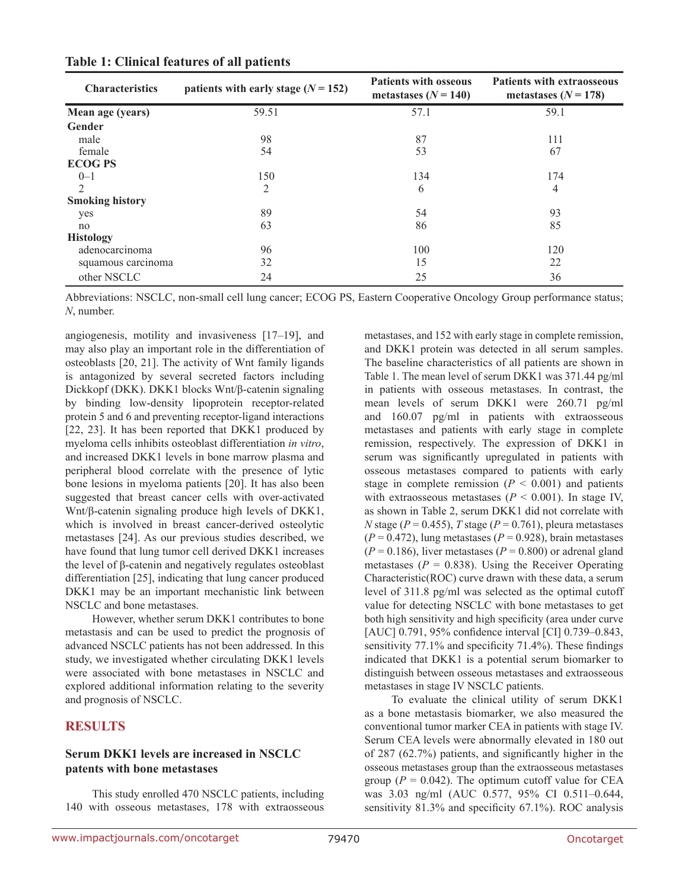**Table 1: Clinical features of all patients**

| Characteristics | patients with early stage ($N = 152$) | Patients with osseous metastases ($N = 140$) | Patients with extraosseous metastases ($N = 178$) |
|---|---|---|---|
| **Mean age (years)** | 59.51 | 57.1 | 59.1 |
| **Gender** | | | |
| male | 98 | 87 | 111 |
| female | 54 | 53 | 67 |
| **ECOG PS** | | | |
| 0–1 | 150 | 134 | 174 |
| 2 | 2 | 6 | 4 |
| **Smoking history** | | | |
| yes | 89 | 54 | 93 |
| no | 63 | 86 | 85 |
| **Histology** | | | |
| adenocarcinoma | 96 | 100 | 120 |
| squamous carcinoma | 32 | 15 | 22 |
| other NSCLC | 24 | 25 | 36 |

Abbreviations: NSCLC, non-small cell lung cancer; ECOG PS, Eastern Cooperative Oncology Group performance status; *N*, number.

angiogenesis, motility and invasiveness [17–19], and may also play an important role in the differentiation of osteoblasts [20, 21]. The activity of Wnt family ligands is antagonized by several secreted factors including Dickkopf (DKK). DKK1 blocks Wnt/β-catenin signaling by binding low-density lipoprotein receptor-related protein 5 and 6 and preventing receptor-ligand interactions [22, 23]. It has been reported that DKK1 produced by myeloma cells inhibits osteoblast differentiation *in vitro*, and increased DKK1 levels in bone marrow plasma and peripheral blood correlate with the presence of lytic bone lesions in myeloma patients [20]. It has also been suggested that breast cancer cells with over-activated Wnt/β-catenin signaling produce high levels of DKK1, which is involved in breast cancer-derived osteolytic metastases [24]. As our previous studies described, we have found that lung tumor cell derived DKK1 increases the level of β-catenin and negatively regulates osteoblast differentiation [25], indicating that lung cancer produced DKK1 may be an important mechanistic link between NSCLC and bone metastases.

However, whether serum DKK1 contributes to bone metastasis and can be used to predict the prognosis of advanced NSCLC patients has not been addressed. In this study, we investigated whether circulating DKK1 levels were associated with bone metastases in NSCLC and explored additional information relating to the severity and prognosis of NSCLC.

## RESULTS

### Serum DKK1 levels are increased in NSCLC patents with bone metastases

This study enrolled 470 NSCLC patients, including 140 with osseous metastases, 178 with extraosseous metastases, and 152 with early stage in complete remission, and DKK1 protein was detected in all serum samples. The baseline characteristics of all patients are shown in Table 1. The mean level of serum DKK1 was 371.44 pg/ml in patients with osseous metastases. In contrast, the mean levels of serum DKK1 were 260.71 pg/ml and 160.07 pg/ml in patients with extraosseous metastases and patients with early stage in complete remission, respectively. The expression of DKK1 in serum was significantly upregulated in patients with osseous metastases compared to patients with early stage in complete remission ($P < 0.001$) and patients with extraosseous metastases ($P < 0.001$). In stage IV, as shown in Table 2, serum DKK1 did not correlate with *N* stage ($P = 0.455$), *T* stage ($P = 0.761$), pleura metastases ($P = 0.472$), lung metastases ($P = 0.928$), brain metastases ($P = 0.186$), liver metastases ($P = 0.800$) or adrenal gland metastases ($P = 0.838$). Using the Receiver Operating Characteristic(ROC) curve drawn with these data, a serum level of 311.8 pg/ml was selected as the optimal cutoff value for detecting NSCLC with bone metastases to get both high sensitivity and high specificity (area under curve [AUC] 0.791, 95% confidence interval [CI] 0.739–0.843, sensitivity 77.1% and specificity 71.4%). These findings indicated that DKK1 is a potential serum biomarker to distinguish between osseous metastases and extraosseous metastases in stage IV NSCLC patients.

To evaluate the clinical utility of serum DKK1 as a bone metastasis biomarker, we also measured the conventional tumor marker CEA in patients with stage IV. Serum CEA levels were abnormally elevated in 180 out of 287 (62.7%) patients, and significantly higher in the osseous metastases group than the extraosseous metastases group ($P = 0.042$). The optimum cutoff value for CEA was 3.03 ng/ml (AUC 0.577, 95% CI 0.511–0.644, sensitivity 81.3% and specificity 67.1%). ROC analysis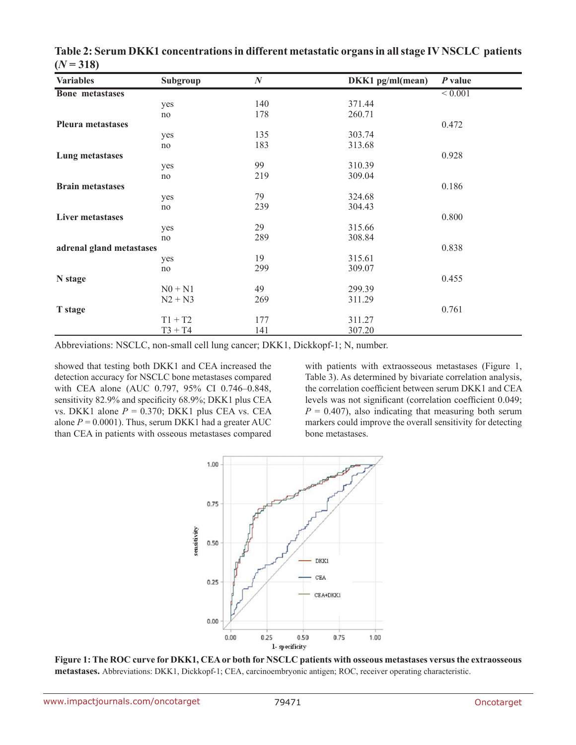**Table 2: Serum DKK1 concentrations in different metastatic organs in all stage IV NSCLC patients ($N$ = 318)**

| Variables | Subgroup | $N$ | DKK1 pg/ml(mean) | $P$ value |
|---|---|---|---|---|
| **Bone metastases** | | | | < 0.001 |
| | yes | 140 | 371.44 | |
| | no | 178 | 260.71 | |
| **Pleura metastases** | | | | 0.472 |
| | yes | 135 | 303.74 | |
| | no | 183 | 313.68 | |
| **Lung metastases** | | | | 0.928 |
| | yes | 99 | 310.39 | |
| | no | 219 | 309.04 | |
| **Brain metastases** | | | | 0.186 |
| | yes | 79 | 324.68 | |
| | no | 239 | 304.43 | |
| **Liver metastases** | | | | 0.800 |
| | yes | 29 | 315.66 | |
| | no | 289 | 308.84 | |
| **adrenal gland metastases** | | | | 0.838 |
| | yes | 19 | 315.61 | |
| | no | 299 | 309.07 | |
| **N stage** | | | | 0.455 |
| | N0 + N1 | 49 | 299.39 | |
| | N2 + N3 | 269 | 311.29 | |
| **T stage** | | | | 0.761 |
| | T1 + T2 | 177 | 311.27 | |
| | T3 + T4 | 141 | 307.20 | |

Abbreviations: NSCLC, non-small cell lung cancer; DKK1, Dickkopf-1; N, number.

showed that testing both DKK1 and CEA increased the detection accuracy for NSCLC bone metastases compared with CEA alone (AUC 0.797, 95% CI 0.746–0.848, sensitivity 82.9% and specificity 68.9%; DKK1 plus CEA vs. DKK1 alone $P$ = 0.370; DKK1 plus CEA vs. CEA alone $P$ = 0.0001). Thus, serum DKK1 had a greater AUC than CEA in patients with osseous metastases compared with patients with extraosseous metastases (Figure 1, Table 3). As determined by bivariate correlation analysis, the correlation coefficient between serum DKK1 and CEA levels was not significant (correlation coefficient 0.049; $P$ = 0.407), also indicating that measuring both serum markers could improve the overall sensitivity for detecting bone metastases.

**Figure 1: The ROC curve for DKK1, CEA or both for NSCLC patients with osseous metastases versus the extraosseous metastases.** Abbreviations: DKK1, Dickkopf-1; CEA, carcinoembryonic antigen; ROC, receiver operating characteristic.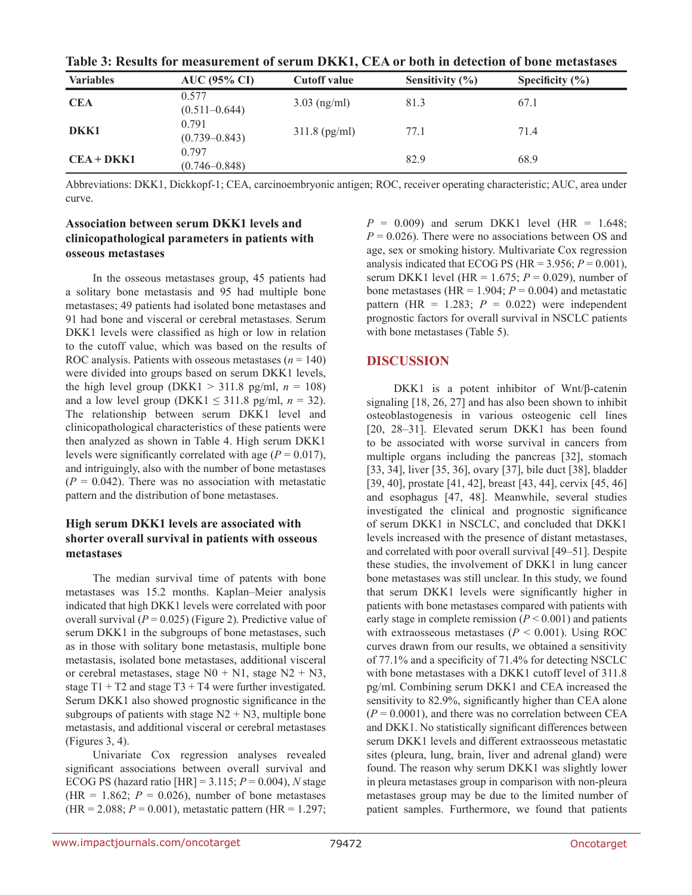**Table 3: Results for measurement of serum DKK1, CEA or both in detection of bone metastases**

| Variables | AUC (95% CI) | Cutoff value | Sensitivity (%) | Specificity (%) |
|---|---|---|---|---|
| **CEA** | 0.577 (0.511–0.644) | 3.03 (ng/ml) | 81.3 | 67.1 |
| **DKK1** | 0.791 (0.739–0.843) | 311.8 (pg/ml) | 77.1 | 71.4 |
| **CEA + DKK1** | 0.797 (0.746–0.848) | | 82.9 | 68.9 |

Abbreviations: DKK1, Dickkopf-1; CEA, carcinoembryonic antigen; ROC, receiver operating characteristic; AUC, area under curve.

### Association between serum DKK1 levels and clinicopathological parameters in patients with osseous metastases

In the osseous metastases group, 45 patients had a solitary bone metastasis and 95 had multiple bone metastases; 49 patients had isolated bone metastases and 91 had bone and visceral or cerebral metastases. Serum DKK1 levels were classified as high or low in relation to the cutoff value, which was based on the results of ROC analysis. Patients with osseous metastases ($n = 140$) were divided into groups based on serum DKK1 levels, the high level group (DKK1 > 311.8 pg/ml, $n = 108$) and a low level group (DKK1 ≤ 311.8 pg/ml, $n = 32$). The relationship between serum DKK1 level and clinicopathological characteristics of these patients were then analyzed as shown in Table 4. High serum DKK1 levels were significantly correlated with age ($P = 0.017$), and intriguingly, also with the number of bone metastases ($P = 0.042$). There was no association with metastatic pattern and the distribution of bone metastases.

### High serum DKK1 levels are associated with shorter overall survival in patients with osseous metastases

The median survival time of patents with bone metastases was 15.2 months. Kaplan–Meier analysis indicated that high DKK1 levels were correlated with poor overall survival ($P = 0.025$) (Figure 2). Predictive value of serum DKK1 in the subgroups of bone metastases, such as in those with solitary bone metastasis, multiple bone metastasis, isolated bone metastases, additional visceral or cerebral metastases, stage N0 + N1, stage N2 + N3, stage T1 + T2 and stage T3 + T4 were further investigated. Serum DKK1 also showed prognostic significance in the subgroups of patients with stage N2 + N3, multiple bone metastasis, and additional visceral or cerebral metastases (Figures 3, 4).

Univariate Cox regression analyses revealed significant associations between overall survival and ECOG PS (hazard ratio [HR] = 3.115; $P = 0.004$), *N* stage (HR = 1.862; $P = 0.026$), number of bone metastases (HR = 2.088; $P = 0.001$), metastatic pattern (HR = 1.297; $P = 0.009$) and serum DKK1 level (HR = 1.648; $P = 0.026$). There were no associations between OS and age, sex or smoking history. Multivariate Cox regression analysis indicated that ECOG PS (HR = 3.956; $P = 0.001$), serum DKK1 level (HR = 1.675; $P = 0.029$), number of bone metastases (HR = 1.904; $P = 0.004$) and metastatic pattern (HR = 1.283; $P = 0.022$) were independent prognostic factors for overall survival in NSCLC patients with bone metastases (Table 5).

## DISCUSSION

DKK1 is a potent inhibitor of Wnt/β-catenin signaling [18, 26, 27] and has also been shown to inhibit osteoblastogenesis in various osteogenic cell lines [20, 28–31]. Elevated serum DKK1 has been found to be associated with worse survival in cancers from multiple organs including the pancreas [32], stomach [33, 34], liver [35, 36], ovary [37], bile duct [38], bladder [39, 40], prostate [41, 42], breast [43, 44], cervix [45, 46] and esophagus [47, 48]. Meanwhile, several studies investigated the clinical and prognostic significance of serum DKK1 in NSCLC, and concluded that DKK1 levels increased with the presence of distant metastases, and correlated with poor overall survival [49–51]. Despite these studies, the involvement of DKK1 in lung cancer bone metastases was still unclear. In this study, we found that serum DKK1 levels were significantly higher in patients with bone metastases compared with patients with early stage in complete remission ($P < 0.001$) and patients with extraosseous metastases ($P < 0.001$). Using ROC curves drawn from our results, we obtained a sensitivity of 77.1% and a specificity of 71.4% for detecting NSCLC with bone metastases with a DKK1 cutoff level of 311.8 pg/ml. Combining serum DKK1 and CEA increased the sensitivity to 82.9%, significantly higher than CEA alone ($P = 0.0001$), and there was no correlation between CEA and DKK1. No statistically significant differences between serum DKK1 levels and different extraosseous metastatic sites (pleura, lung, brain, liver and adrenal gland) were found. The reason why serum DKK1 was slightly lower in pleura metastases group in comparison with non-pleura metastases group may be due to the limited number of patient samples. Furthermore, we found that patients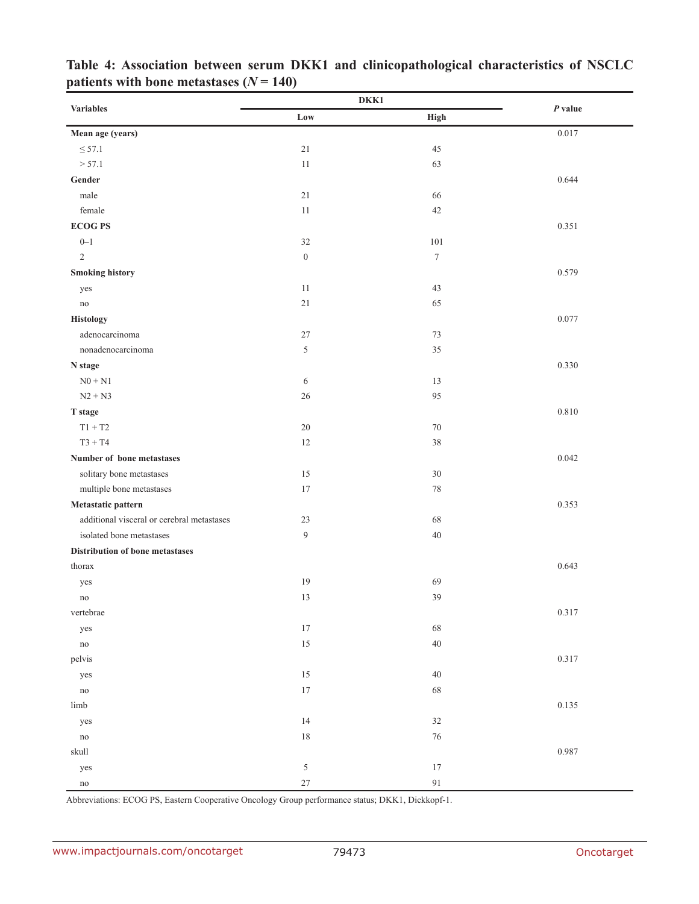**Table 4: Association between serum DKK1 and clinicopathological characteristics of NSCLC patients with bone metastases ($N = 140$)**

| Variables | DKK1 | | *P* value |
|---|---|---|---|
| | Low | High | |
| **Mean age (years)** | | | 0.017 |
| ≤ 57.1 | 21 | 45 | |
| > 57.1 | 11 | 63 | |
| **Gender** | | | 0.644 |
| male | 21 | 66 | |
| female | 11 | 42 | |
| **ECOG PS** | | | 0.351 |
| 0–1 | 32 | 101 | |
| 2 | 0 | 7 | |
| **Smoking history** | | | 0.579 |
| yes | 11 | 43 | |
| no | 21 | 65 | |
| **Histology** | | | 0.077 |
| adenocarcinoma | 27 | 73 | |
| nonadenocarcinoma | 5 | 35 | |
| **N stage** | | | 0.330 |
| N0 + N1 | 6 | 13 | |
| N2 + N3 | 26 | 95 | |
| **T stage** | | | 0.810 |
| T1 + T2 | 20 | 70 | |
| T3 + T4 | 12 | 38 | |
| **Number of bone metastases** | | | 0.042 |
| solitary bone metastases | 15 | 30 | |
| multiple bone metastases | 17 | 78 | |
| **Metastatic pattern** | | | 0.353 |
| additional visceral or cerebral metastases | 23 | 68 | |
| isolated bone metastases | 9 | 40 | |
| **Distribution of bone metastases** | | | |
| thorax | | | 0.643 |
| yes | 19 | 69 | |
| no | 13 | 39 | |
| vertebrae | | | 0.317 |
| yes | 17 | 68 | |
| no | 15 | 40 | |
| pelvis | | | 0.317 |
| yes | 15 | 40 | |
| no | 17 | 68 | |
| limb | | | 0.135 |
| yes | 14 | 32 | |
| no | 18 | 76 | |
| skull | | | 0.987 |
| yes | 5 | 17 | |
| no | 27 | 91 | |

Abbreviations: ECOG PS, Eastern Cooperative Oncology Group performance status; DKK1, Dickkopf-1.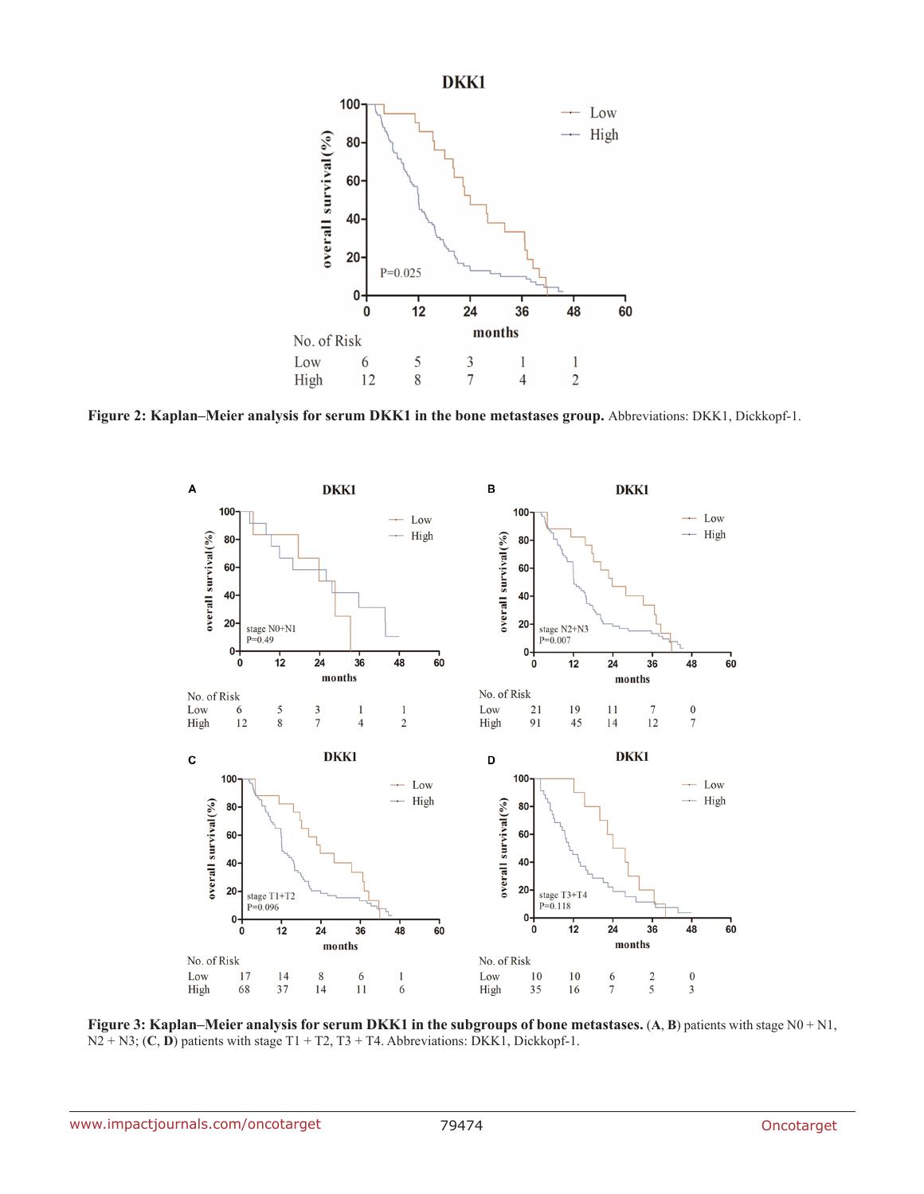**Figure 2: Kaplan–Meier analysis for serum DKK1 in the bone metastases group.** Abbreviations: DKK1, Dickkopf-1.

**Figure 3: Kaplan–Meier analysis for serum DKK1 in the subgroups of bone metastases.** (**A**, **B**) patients with stage N0 + N1, N2 + N3; (**C**, **D**) patients with stage T1 + T2, T3 + T4. Abbreviations: DKK1, Dickkopf-1.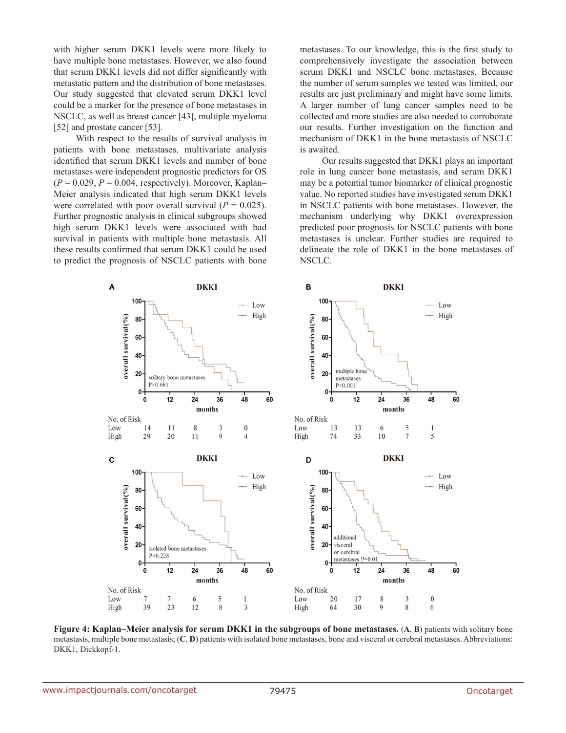with higher serum DKK1 levels were more likely to have multiple bone metastases. However, we also found that serum DKK1 levels did not differ significantly with metastatic pattern and the distribution of bone metastases. Our study suggested that elevated serum DKK1 level could be a marker for the presence of bone metastases in NSCLC, as well as breast cancer [43], multiple myeloma [52] and prostate cancer [53].

With respect to the results of survival analysis in patients with bone metastases, multivariate analysis identified that serum DKK1 levels and number of bone metastases were independent prognostic predictors for OS ($P = 0.029$, $P = 0.004$, respectively). Moreover, Kaplan–Meier analysis indicated that high serum DKK1 levels were correlated with poor overall survival ($P = 0.025$). Further prognostic analysis in clinical subgroups showed high serum DKK1 levels were associated with bad survival in patients with multiple bone metastasis. All these results confirmed that serum DKK1 could be used to predict the prognosis of NSCLC patients with bone metastases. To our knowledge, this is the first study to comprehensively investigate the association between serum DKK1 and NSCLC bone metastases. Because the number of serum samples we tested was limited, our results are just preliminary and might have some limits. A larger number of lung cancer samples need to be collected and more studies are also needed to corroborate our results. Further investigation on the function and mechanism of DKK1 in the bone metastasis of NSCLC is awaited.

Our results suggested that DKK1 plays an important role in lung cancer bone metastasis, and serum DKK1 may be a potential tumor biomarker of clinical prognostic value. No reported studies have investigated serum DKK1 in NSCLC patients with bone metastases. However, the mechanism underlying why DKK1 overexpression predicted poor prognosis for NSCLC patients with bone metastases is unclear. Further studies are required to delineate the role of DKK1 in the bone metastases of NSCLC.

**Figure 4: Kaplan–Meier analysis for serum DKK1 in the subgroups of bone metastases.** (**A**, **B**) patients with solitary bone metastasis, multiple bone metastasis; (**C**, **D**) patients with isolated bone metastases, bone and visceral or cerebral metastases. Abbreviations: DKK1, Dickkopf-1.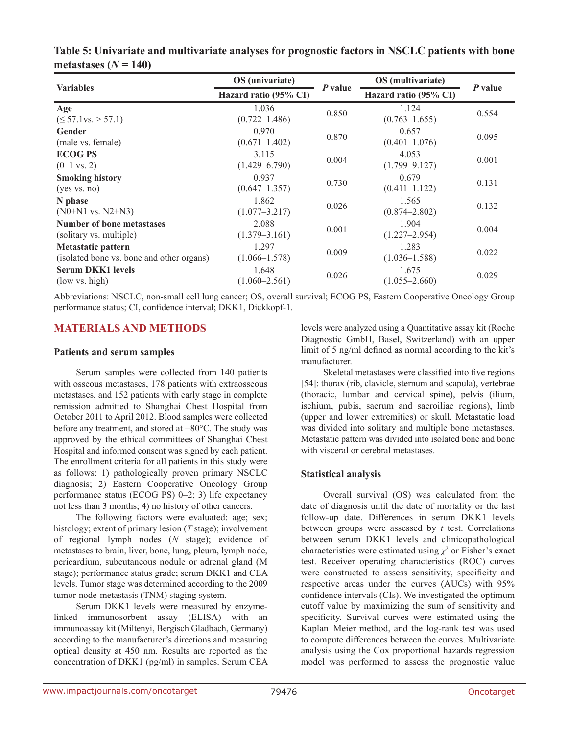**Table 5: Univariate and multivariate analyses for prognostic factors in NSCLC patients with bone metastases ($N = 140$)**

| Variables | OS (univariate) | *P* value | OS (multivariate) | *P* value |
|---|---|---|---|---|
| | Hazard ratio (95% CI) | | Hazard ratio (95% CI) | |
| **Age** (≤ 57.1vs. > 57.1) | 1.036 (0.722–1.486) | 0.850 | 1.124 (0.763–1.655) | 0.554 |
| **Gender** (male vs. female) | 0.970 (0.671–1.402) | 0.870 | 0.657 (0.401–1.076) | 0.095 |
| **ECOG PS** (0–1 vs. 2) | 3.115 (1.429–6.790) | 0.004 | 4.053 (1.799–9.127) | 0.001 |
| **Smoking history** (yes vs. no) | 0.937 (0.647–1.357) | 0.730 | 0.679 (0.411–1.122) | 0.131 |
| **N phase** (N0+N1 vs. N2+N3) | 1.862 (1.077–3.217) | 0.026 | 1.565 (0.874–2.802) | 0.132 |
| **Number of bone metastases** (solitary vs. multiple) | 2.088 (1.379–3.161) | 0.001 | 1.904 (1.227–2.954) | 0.004 |
| **Metastatic pattern** (isolated bone vs. bone and other organs) | 1.297 (1.066–1.578) | 0.009 | 1.283 (1.036–1.588) | 0.022 |
| **Serum DKK1 levels** (low vs. high) | 1.648 (1.060–2.561) | 0.026 | 1.675 (1.055–2.660) | 0.029 |

Abbreviations: NSCLC, non-small cell lung cancer; OS, overall survival; ECOG PS, Eastern Cooperative Oncology Group performance status; CI, confidence interval; DKK1, Dickkopf-1.

## MATERIALS AND METHODS

### Patients and serum samples

Serum samples were collected from 140 patients with osseous metastases, 178 patients with extraosseous metastases, and 152 patients with early stage in complete remission admitted to Shanghai Chest Hospital from October 2011 to April 2012. Blood samples were collected before any treatment, and stored at −80°C. The study was approved by the ethical committees of Shanghai Chest Hospital and informed consent was signed by each patient. The enrollment criteria for all patients in this study were as follows: 1) pathologically proven primary NSCLC diagnosis; 2) Eastern Cooperative Oncology Group performance status (ECOG PS) 0–2; 3) life expectancy not less than 3 months; 4) no history of other cancers.

The following factors were evaluated: age; sex; histology; extent of primary lesion (*T* stage); involvement of regional lymph nodes (*N* stage); evidence of metastases to brain, liver, bone, lung, pleura, lymph node, pericardium, subcutaneous nodule or adrenal gland (M stage); performance status grade; serum DKK1 and CEA levels. Tumor stage was determined according to the 2009 tumor-node-metastasis (TNM) staging system.

Serum DKK1 levels were measured by enzyme-linked immunosorbent assay (ELISA) with an immunoassay kit (Miltenyi, Bergisch Gladbach, Germany) according to the manufacturer's directions and measuring optical density at 450 nm. Results are reported as the concentration of DKK1 (pg/ml) in samples. Serum CEA levels were analyzed using a Quantitative assay kit (Roche Diagnostic GmbH, Basel, Switzerland) with an upper limit of 5 ng/ml defined as normal according to the kit's manufacturer.

Skeletal metastases were classified into five regions [54]: thorax (rib, clavicle, sternum and scapula), vertebrae (thoracic, lumbar and cervical spine), pelvis (ilium, ischium, pubis, sacrum and sacroiliac regions), limb (upper and lower extremities) or skull. Metastatic load was divided into solitary and multiple bone metastases. Metastatic pattern was divided into isolated bone and bone with visceral or cerebral metastases.

### Statistical analysis

Overall survival (OS) was calculated from the date of diagnosis until the date of mortality or the last follow-up date. Differences in serum DKK1 levels between groups were assessed by *t* test. Correlations between serum DKK1 levels and clinicopathological characteristics were estimated using $\chi^2$ or Fisher's exact test. Receiver operating characteristics (ROC) curves were constructed to assess sensitivity, specificity and respective areas under the curves (AUCs) with 95% confidence intervals (CIs). We investigated the optimum cutoff value by maximizing the sum of sensitivity and specificity. Survival curves were estimated using the Kaplan–Meier method, and the log-rank test was used to compute differences between the curves. Multivariate analysis using the Cox proportional hazards regression model was performed to assess the prognostic value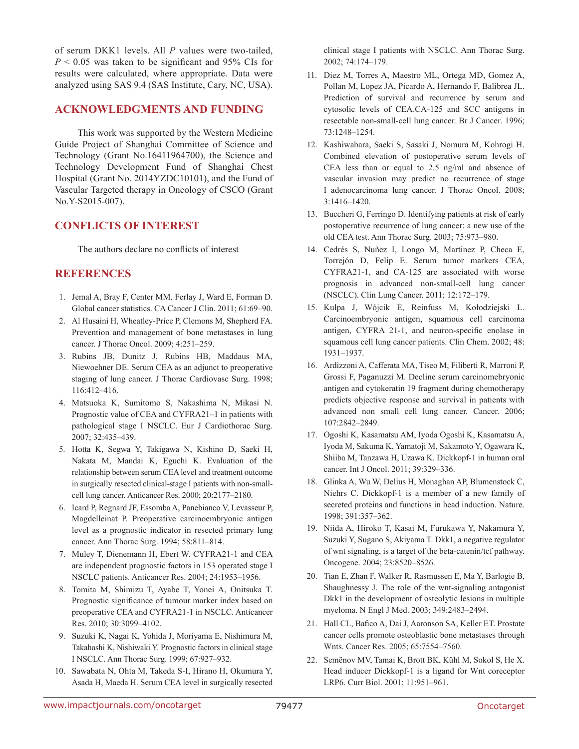of serum DKK1 levels. All $P$ values were two-tailed, $P < 0.05$ was taken to be significant and 95% CIs for results were calculated, where appropriate. Data were analyzed using SAS 9.4 (SAS Institute, Cary, NC, USA).

## ACKNOWLEDGMENTS AND FUNDING

This work was supported by the Western Medicine Guide Project of Shanghai Committee of Science and Technology (Grant No.16411964700), the Science and Technology Development Fund of Shanghai Chest Hospital (Grant No. 2014YZDC10101), and the Fund of Vascular Targeted therapy in Oncology of CSCO (Grant No.Y-S2015-007).

## CONFLICTS OF INTEREST

The authors declare no conflicts of interest

## REFERENCES

1. Jemal A, Bray F, Center MM, Ferlay J, Ward E, Forman D. Global cancer statistics. CA Cancer J Clin. 2011; 61:69–90.
2. Al Husaini H, Wheatley-Price P, Clemons M, Shepherd FA. Prevention and management of bone metastases in lung cancer. J Thorac Oncol. 2009; 4:251–259.
3. Rubins JB, Dunitz J, Rubins HB, Maddaus MA, Niewoehner DE. Serum CEA as an adjunct to preoperative staging of lung cancer. J Thorac Cardiovasc Surg. 1998; 116:412–416.
4. Matsuoka K, Sumitomo S, Nakashima N, Mikasi N. Prognostic value of CEA and CYFRA21–1 in patients with pathological stage I NSCLC. Eur J Cardiothorac Surg. 2007; 32:435–439.
5. Hotta K, Segwa Y, Takigawa N, Kishino D, Saeki H, Nakata M, Mandai K, Eguchi K. Evaluation of the relationship between serum CEA level and treatment outcome in surgically resected clinical-stage I patients with non-small-cell lung cancer. Anticancer Res. 2000; 20:2177–2180.
6. Icard P, Regnard JF, Essomba A, Panebianco V, Levasseur P, Magdelleinat P. Preoperative carcinoembryonic antigen level as a prognostic indicator in resected primary lung cancer. Ann Thorac Surg. 1994; 58:811–814.
7. Muley T, Dienemann H, Ebert W. CYFRA21-1 and CEA are independent prognostic factors in 153 operated stage I NSCLC patients. Anticancer Res. 2004; 24:1953–1956.
8. Tomita M, Shimizu T, Ayabe T, Yonei A, Onitsuka T. Prognostic significance of tumour marker index based on preoperative CEA and CYFRA21-1 in NSCLC. Anticancer Res. 2010; 30:3099–4102.
9. Suzuki K, Nagai K, Yohida J, Moriyama E, Nishimura M, Takahashi K, Nishiwaki Y. Prognostic factors in clinical stage I NSCLC. Ann Thorac Surg. 1999; 67:927–932.
10. Sawabata N, Ohta M, Takeda S-I, Hirano H, Okumura Y, Asada H, Maeda H. Serum CEA level in surgically resected clinical stage I patients with NSCLC. Ann Thorac Surg. 2002; 74:174–179.
11. Diez M, Torres A, Maestro ML, Ortega MD, Gomez A, Pollan M, Lopez JA, Picardo A, Hernando F, Balibrea JL. Prediction of survival and recurrence by serum and cytosolic levels of CEA.CA-125 and SCC antigens in resectable non-small-cell lung cancer. Br J Cancer. 1996; 73:1248–1254.
12. Kashiwabara, Saeki S, Sasaki J, Nomura M, Kohrogi H. Combined elevation of postoperative serum levels of CEA less than or equal to 2.5 ng/ml and absence of vascular invasion may predict no recurrence of stage I adenocarcinoma lung cancer. J Thorac Oncol. 2008; 3:1416–1420.
13. Buccheri G, Ferringo D. Identifying patients at risk of early postoperative recurrence of lung cancer: a new use of the old CEA test. Ann Thorac Surg. 2003; 75:973–980.
14. Cedrés S, Nuñez I, Longo M, Martinez P, Checa E, Torrejón D, Felip E. Serum tumor markers CEA, CYFRA21-1, and CA-125 are associated with worse prognosis in advanced non-small-cell lung cancer (NSCLC). Clin Lung Cancer. 2011; 12:172–179.
15. Kulpa J, Wójcik E, Reinfuss M, Kołodziejski L. Carcinoembryonic antigen, squamous cell carcinoma antigen, CYFRA 21-1, and neuron-specific enolase in squamous cell lung cancer patients. Clin Chem. 2002; 48: 1931–1937.
16. Ardizzoni A, Cafferata MA, Tiseo M, Filiberti R, Marroni P, Grossi F, Paganuzzi M. Decline serum carcinomebryonic antigen and cytokeratin 19 fragment during chemotherapy predicts objective response and survival in patients with advanced non small cell lung cancer. Cancer. 2006; 107:2842–2849.
17. Ogoshi K, Kasamatsu AM, Iyoda Ogoshi K, Kasamatsu A, Iyoda M, Sakuma K, Yamatoji M, Sakamoto Y, Ogawara K, Shiiba M, Tanzawa H, Uzawa K. Dickkopf-1 in human oral cancer. Int J Oncol. 2011; 39:329–336.
18. Glinka A, Wu W, Delius H, Monaghan AP, Blumenstock C, Niehrs C. Dickkopf-1 is a member of a new family of secreted proteins and functions in head induction. Nature. 1998; 391:357–362.
19. Niida A, Hiroko T, Kasai M, Furukawa Y, Nakamura Y, Suzuki Y, Sugano S, Akiyama T. Dkk1, a negative regulator of wnt signaling, is a target of the beta-catenin/tcf pathway. Oncogene. 2004; 23:8520–8526.
20. Tian E, Zhan F, Walker R, Rasmussen E, Ma Y, Barlogie B, Shaughnessy J. The role of the wnt-signaling antagonist Dkk1 in the development of osteolytic lesions in multiple myeloma. N Engl J Med. 2003; 349:2483–2494.
21. Hall CL, Bafico A, Dai J, Aaronson SA, Keller ET. Prostate cancer cells promote osteoblastic bone metastases through Wnts. Cancer Res. 2005; 65:7554–7560.
22. Semënov MV, Tamai K, Brott BK, Kühl M, Sokol S, He X. Head inducer Dickkopf-1 is a ligand for Wnt coreceptor LRP6. Curr Biol. 2001; 11:951–961.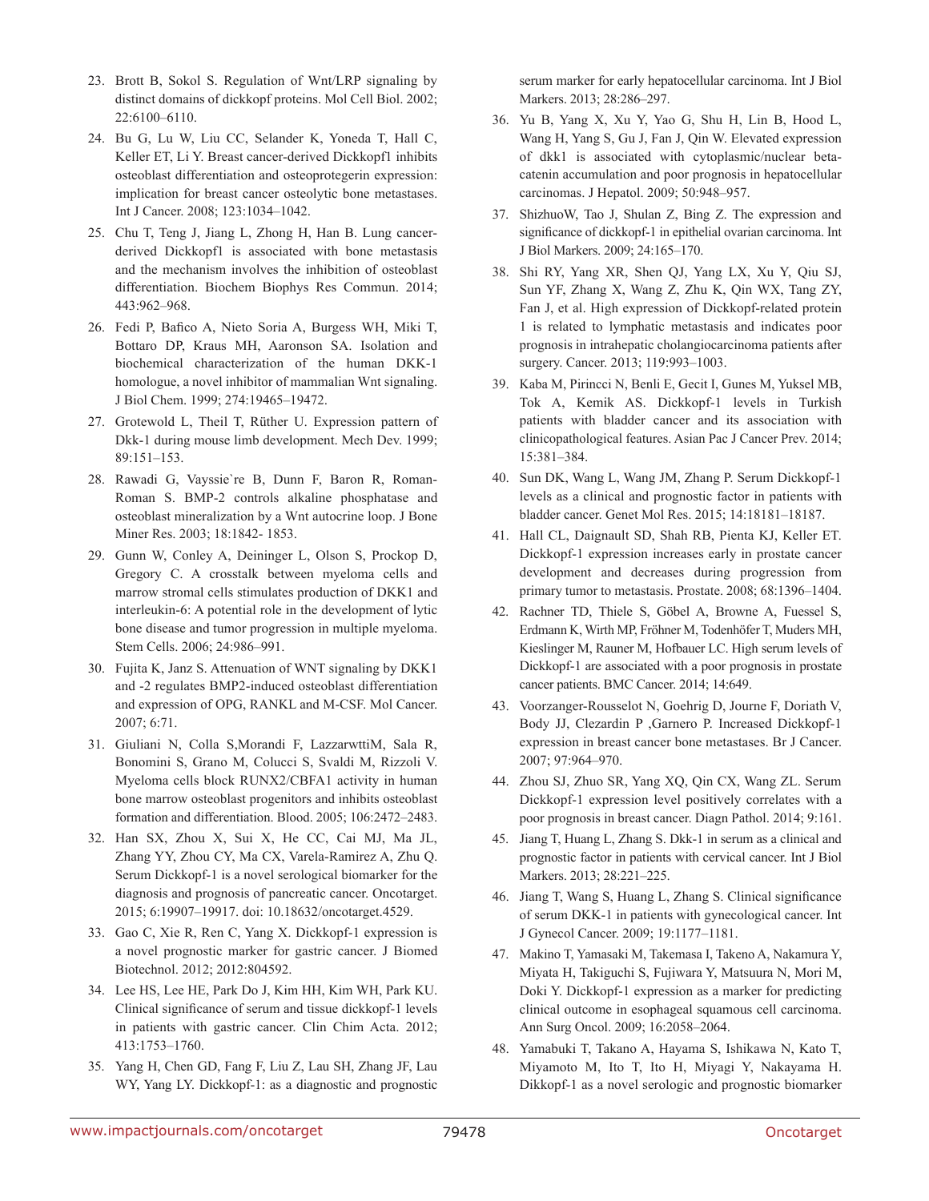23. Brott B, Sokol S. Regulation of Wnt/LRP signaling by distinct domains of dickkopf proteins. Mol Cell Biol. 2002; 22:6100–6110.

24. Bu G, Lu W, Liu CC, Selander K, Yoneda T, Hall C, Keller ET, Li Y. Breast cancer-derived Dickkopf1 inhibits osteoblast differentiation and osteoprotegerin expression: implication for breast cancer osteolytic bone metastases. Int J Cancer. 2008; 123:1034–1042.

25. Chu T, Teng J, Jiang L, Zhong H, Han B. Lung cancer-derived Dickkopf1 is associated with bone metastasis and the mechanism involves the inhibition of osteoblast differentiation. Biochem Biophys Res Commun. 2014; 443:962–968.

26. Fedi P, Bafico A, Nieto Soria A, Burgess WH, Miki T, Bottaro DP, Kraus MH, Aaronson SA. Isolation and biochemical characterization of the human DKK-1 homologue, a novel inhibitor of mammalian Wnt signaling. J Biol Chem. 1999; 274:19465–19472.

27. Grotewold L, Theil T, Rüther U. Expression pattern of Dkk-1 during mouse limb development. Mech Dev. 1999; 89:151–153.

28. Rawadi G, Vayssie`re B, Dunn F, Baron R, Roman-Roman S. BMP-2 controls alkaline phosphatase and osteoblast mineralization by a Wnt autocrine loop. J Bone Miner Res. 2003; 18:1842- 1853.

29. Gunn W, Conley A, Deininger L, Olson S, Prockop D, Gregory C. A crosstalk between myeloma cells and marrow stromal cells stimulates production of DKK1 and interleukin-6: A potential role in the development of lytic bone disease and tumor progression in multiple myeloma. Stem Cells. 2006; 24:986–991.

30. Fujita K, Janz S. Attenuation of WNT signaling by DKK1 and -2 regulates BMP2-induced osteoblast differentiation and expression of OPG, RANKL and M-CSF. Mol Cancer. 2007; 6:71.

31. Giuliani N, Colla S,Morandi F, LazzarwttiM, Sala R, Bonomini S, Grano M, Colucci S, Svaldi M, Rizzoli V. Myeloma cells block RUNX2/CBFA1 activity in human bone marrow osteoblast progenitors and inhibits osteoblast formation and differentiation. Blood. 2005; 106:2472–2483.

32. Han SX, Zhou X, Sui X, He CC, Cai MJ, Ma JL, Zhang YY, Zhou CY, Ma CX, Varela-Ramirez A, Zhu Q. Serum Dickkopf-1 is a novel serological biomarker for the diagnosis and prognosis of pancreatic cancer. Oncotarget. 2015; 6:19907–19917. doi: 10.18632/oncotarget.4529.

33. Gao C, Xie R, Ren C, Yang X. Dickkopf-1 expression is a novel prognostic marker for gastric cancer. J Biomed Biotechnol. 2012; 2012:804592.

34. Lee HS, Lee HE, Park Do J, Kim HH, Kim WH, Park KU. Clinical significance of serum and tissue dickkopf-1 levels in patients with gastric cancer. Clin Chim Acta. 2012; 413:1753–1760.

35. Yang H, Chen GD, Fang F, Liu Z, Lau SH, Zhang JF, Lau WY, Yang LY. Dickkopf-1: as a diagnostic and prognostic serum marker for early hepatocellular carcinoma. Int J Biol Markers. 2013; 28:286–297.

36. Yu B, Yang X, Xu Y, Yao G, Shu H, Lin B, Hood L, Wang H, Yang S, Gu J, Fan J, Qin W. Elevated expression of dkk1 is associated with cytoplasmic/nuclear beta-catenin accumulation and poor prognosis in hepatocellular carcinomas. J Hepatol. 2009; 50:948–957.

37. ShizhuoW, Tao J, Shulan Z, Bing Z. The expression and significance of dickkopf-1 in epithelial ovarian carcinoma. Int J Biol Markers. 2009; 24:165–170.

38. Shi RY, Yang XR, Shen QJ, Yang LX, Xu Y, Qiu SJ, Sun YF, Zhang X, Wang Z, Zhu K, Qin WX, Tang ZY, Fan J, et al. High expression of Dickkopf-related protein 1 is related to lymphatic metastasis and indicates poor prognosis in intrahepatic cholangiocarcinoma patients after surgery. Cancer. 2013; 119:993–1003.

39. Kaba M, Pirincci N, Benli E, Gecit I, Gunes M, Yuksel MB, Tok A, Kemik AS. Dickkopf-1 levels in Turkish patients with bladder cancer and its association with clinicopathological features. Asian Pac J Cancer Prev. 2014; 15:381–384.

40. Sun DK, Wang L, Wang JM, Zhang P. Serum Dickkopf-1 levels as a clinical and prognostic factor in patients with bladder cancer. Genet Mol Res. 2015; 14:18181–18187.

41. Hall CL, Daignault SD, Shah RB, Pienta KJ, Keller ET. Dickkopf-1 expression increases early in prostate cancer development and decreases during progression from primary tumor to metastasis. Prostate. 2008; 68:1396–1404.

42. Rachner TD, Thiele S, Göbel A, Browne A, Fuessel S, Erdmann K, Wirth MP, Fröhner M, Todenhöfer T, Muders MH, Kieslinger M, Rauner M, Hofbauer LC. High serum levels of Dickkopf-1 are associated with a poor prognosis in prostate cancer patients. BMC Cancer. 2014; 14:649.

43. Voorzanger-Rousselot N, Goehrig D, Journe F, Doriath V, Body JJ, Clezardin P ,Garnero P. Increased Dickkopf-1 expression in breast cancer bone metastases. Br J Cancer. 2007; 97:964–970.

44. Zhou SJ, Zhuo SR, Yang XQ, Qin CX, Wang ZL. Serum Dickkopf-1 expression level positively correlates with a poor prognosis in breast cancer. Diagn Pathol. 2014; 9:161.

45. Jiang T, Huang L, Zhang S. Dkk-1 in serum as a clinical and prognostic factor in patients with cervical cancer. Int J Biol Markers. 2013; 28:221–225.

46. Jiang T, Wang S, Huang L, Zhang S. Clinical significance of serum DKK-1 in patients with gynecological cancer. Int J Gynecol Cancer. 2009; 19:1177–1181.

47. Makino T, Yamasaki M, Takemasa I, Takeno A, Nakamura Y, Miyata H, Takiguchi S, Fujiwara Y, Matsuura N, Mori M, Doki Y. Dickkopf-1 expression as a marker for predicting clinical outcome in esophageal squamous cell carcinoma. Ann Surg Oncol. 2009; 16:2058–2064.

48. Yamabuki T, Takano A, Hayama S, Ishikawa N, Kato T, Miyamoto M, Ito T, Ito H, Miyagi Y, Nakayama H. Dikkopf-1 as a novel serologic and prognostic biomarker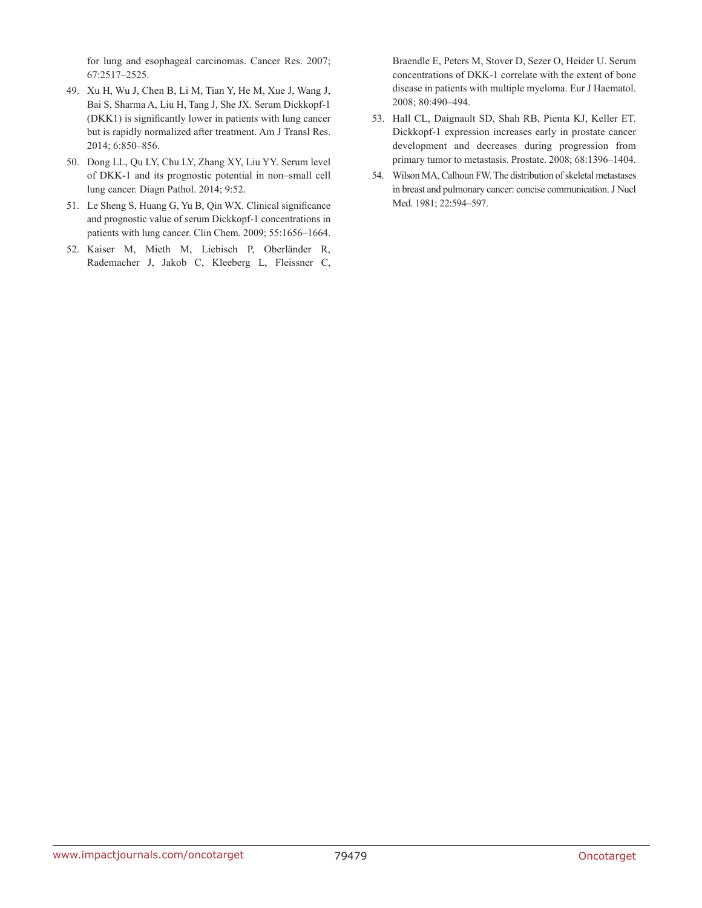for lung and esophageal carcinomas. Cancer Res. 2007; 67:2517–2525.

49. Xu H, Wu J, Chen B, Li M, Tian Y, He M, Xue J, Wang J, Bai S, Sharma A, Liu H, Tang J, She JX. Serum Dickkopf-1 (DKK1) is significantly lower in patients with lung cancer but is rapidly normalized after treatment. Am J Transl Res. 2014; 6:850–856.

50. Dong LL, Qu LY, Chu LY, Zhang XY, Liu YY. Serum level of DKK-1 and its prognostic potential in non–small cell lung cancer. Diagn Pathol. 2014; 9:52.

51. Le Sheng S, Huang G, Yu B, Qin WX. Clinical significance and prognostic value of serum Dickkopf-1 concentrations in patients with lung cancer. Clin Chem. 2009; 55:1656–1664.

52. Kaiser M, Mieth M, Liebisch P, Oberländer R, Rademacher J, Jakob C, Kleeberg L, Fleissner C, Braendle E, Peters M, Stover D, Sezer O, Heider U. Serum concentrations of DKK-1 correlate with the extent of bone disease in patients with multiple myeloma. Eur J Haematol. 2008; 80:490–494.

53. Hall CL, Daignault SD, Shah RB, Pienta KJ, Keller ET. Dickkopf-1 expression increases early in prostate cancer development and decreases during progression from primary tumor to metastasis. Prostate. 2008; 68:1396–1404.

54. Wilson MA, Calhoun FW. The distribution of skeletal metastases in breast and pulmonary cancer: concise communication. J Nucl Med. 1981; 22:594–597.